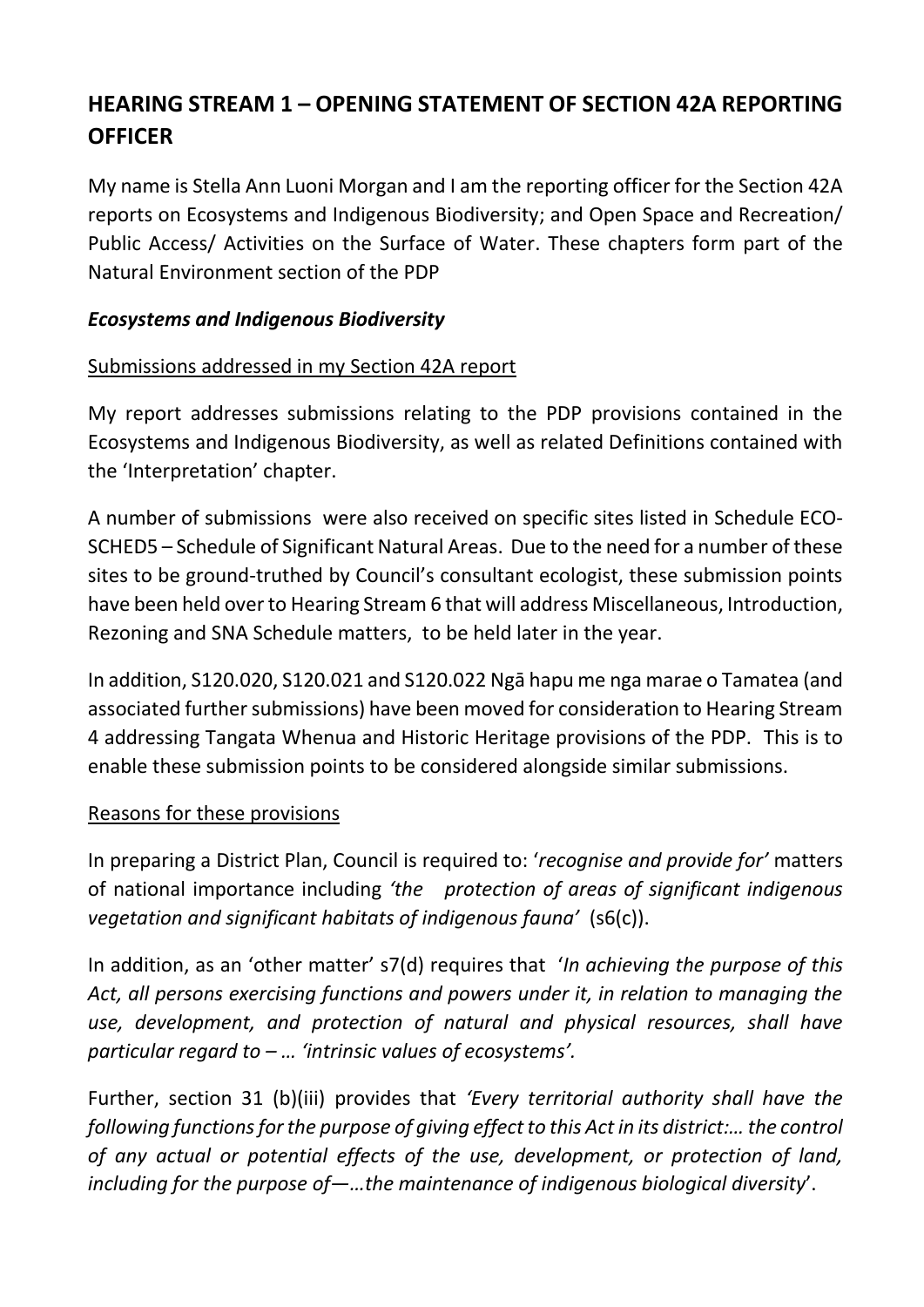# HEARING STREAM 1 – OPENING STATEMENT OF SECTION 42A REPORTING OFFICER

My name is Stella Ann Luoni Morgan and I am the reporting officer for the Section 42A reports on Ecosystems and Indigenous Biodiversity; and Open Space and Recreation/ Public Access/ Activities on the Surface of Water. These chapters form part of the Natural Environment section of the PDP

### *Ecosystems and Indigenous Biodiversity*

<u>Submissions addressed in my Section 42A report</u>

My report addresses submissions relating to the PDP provisions contained in the Ecosystems and Indigenous Biodiversity, as well as related Definitions contained with the 'Interpretation' chapter.

A number of submissions were also received on specific sites listed in Schedule ECO-SCHED5 – Schedule of Significant Natural Areas. Due to the need for a number of these sites to be ground-truthed by Council's consultant ecologist, these submission points have been held over to Hearing Stream 6 that will address Miscellaneous, Introduction, Rezoning and SNA Schedule matters, to be held later in the year.

In addition, S120.020, S120.021 and S120.022 Ngā hapu me nga marae o Tamatea (and associated further submissions) have been moved for consideration to Hearing Stream 4 addressing Tangata Whenua and Historic Heritage provisions of the PDP. This is to enable these submission points to be considered alongside similar submissions.

<u>Reasons for these provisions</u>

In preparing a District Plan, Council is required to: '*recognise and provide for'* matters of national importance including *'the protection of areas of significant indigenous vegetation and significant habitats of indigenous fauna'* (s6(c)).

In addition, as an 'other matter' s7(d) requires that '*In achieving the purpose of this Act, all persons exercising functions and powers under it, in relation to managing the use, development, and protection of natural and physical resources, shall have particular regard to – … 'intrinsic values of ecosystems'.*

Further, section 31 (b)(iii) provides that *'Every territorial authority shall have the following functions for the purpose of giving effect to this Act in its district:… the control of any actual or potential effects of the use, development, or protection of land, including for the purpose of—…the maintenance of indigenous biological diversity*'.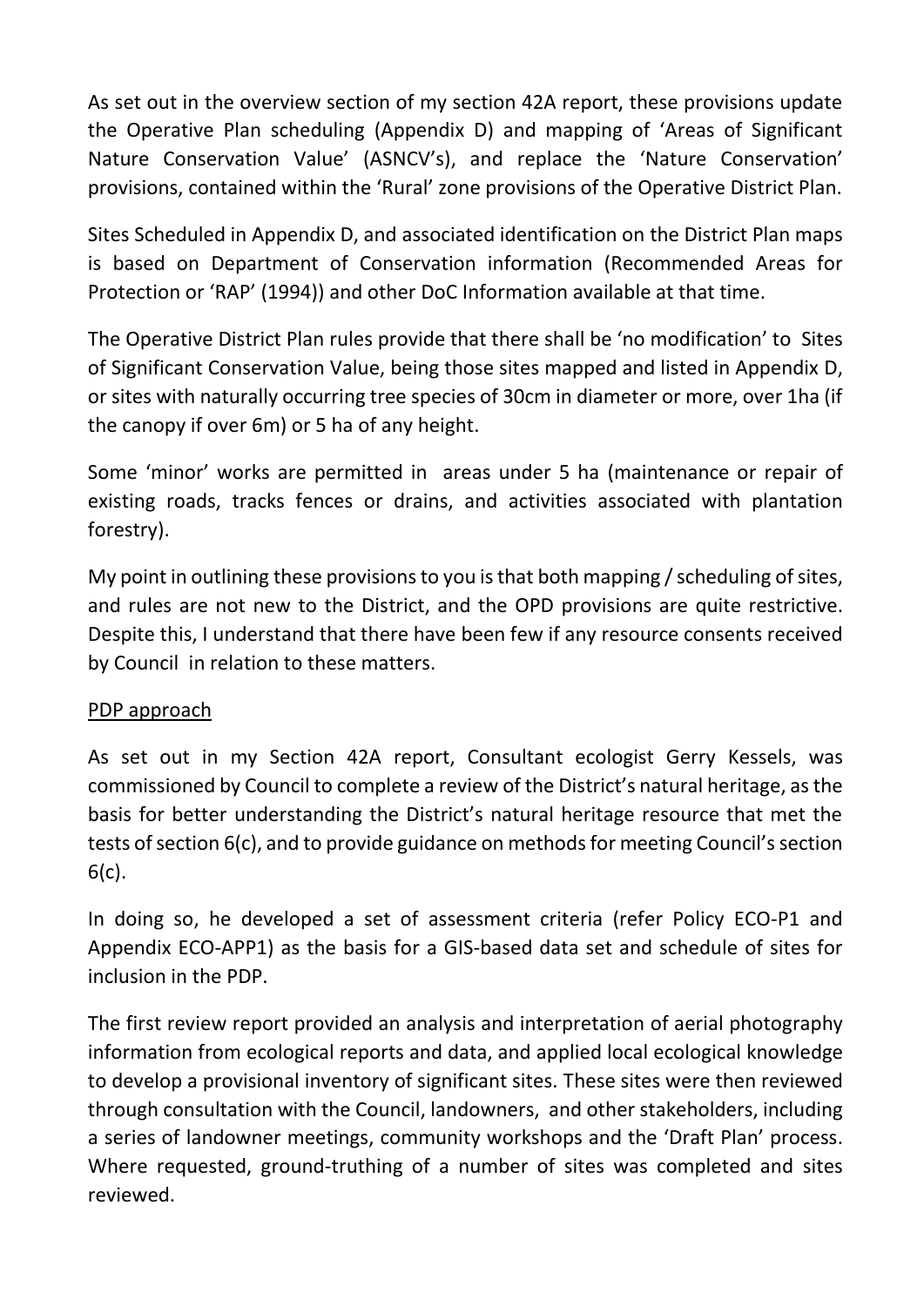As set out in the overview section of my section 42A report, these provisions update the Operative Plan scheduling (Appendix D) and mapping of 'Areas of Significant Nature Conservation Value' (ASNCV's), and replace the 'Nature Conservation' provisions, contained within the 'Rural' zone provisions of the Operative District Plan.

Sites Scheduled in Appendix D, and associated identification on the District Plan maps is based on Department of Conservation information (Recommended Areas for Protection or 'RAP' (1994)) and other DoC Information available at that time.

The Operative District Plan rules provide that there shall be 'no modification' to Sites of Significant Conservation Value, being those sites mapped and listed in Appendix D, or sites with naturally occurring tree species of 30cm in diameter or more, over 1ha (if the canopy if over 6m) or 5 ha of any height.

Some 'minor' works are permitted in areas under 5 ha (maintenance or repair of existing roads, tracks fences or drains, and activities associated with plantation forestry).

My point in outlining these provisions to you is that both mapping / scheduling of sites, and rules are not new to the District, and the OPD provisions are quite restrictive. Despite this, I understand that there have been few if any resource consents received by Council in relation to these matters.

<u>PDP approach</u>

As set out in my Section 42A report, Consultant ecologist Gerry Kessels, was commissioned by Council to complete a review of the District's natural heritage, as the basis for better understanding the District's natural heritage resource that met the tests of section 6(c), and to provide guidance on methods for meeting Council's section 6(c).

In doing so, he developed a set of assessment criteria (refer Policy ECO-P1 and Appendix ECO-APP1) as the basis for a GIS-based data set and schedule of sites for inclusion in the PDP.

The first review report provided an analysis and interpretation of aerial photography information from ecological reports and data, and applied local ecological knowledge to develop a provisional inventory of significant sites. These sites were then reviewed through consultation with the Council, landowners, and other stakeholders, including a series of landowner meetings, community workshops and the 'Draft Plan' process. Where requested, ground-truthing of a number of sites was completed and sites reviewed.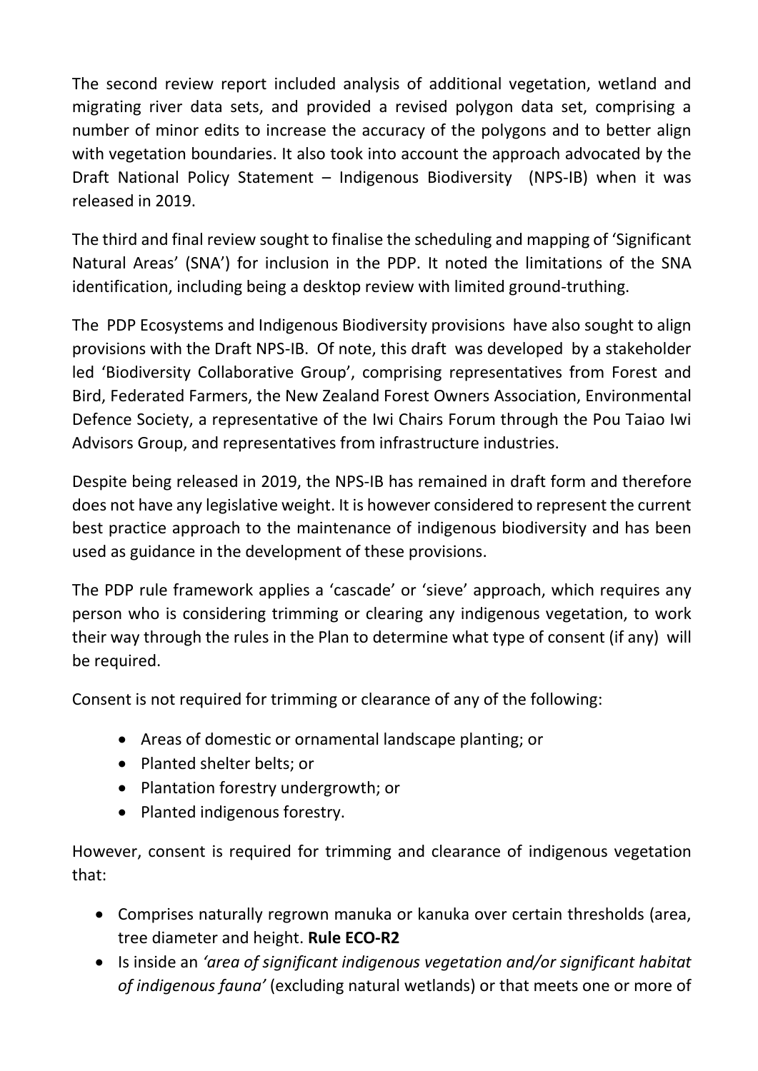The second review report included analysis of additional vegetation, wetland and migrating river data sets, and provided a revised polygon data set, comprising a number of minor edits to increase the accuracy of the polygons and to better align with vegetation boundaries. It also took into account the approach advocated by the Draft National Policy Statement – Indigenous Biodiversity (NPS-IB) when it was released in 2019.

The third and final review sought to finalise the scheduling and mapping of 'Significant Natural Areas' (SNA') for inclusion in the PDP. It noted the limitations of the SNA identification, including being a desktop review with limited ground-truthing.

The PDP Ecosystems and Indigenous Biodiversity provisions have also sought to align provisions with the Draft NPS-IB. Of note, this draft was developed by a stakeholder led 'Biodiversity Collaborative Group', comprising representatives from Forest and Bird, Federated Farmers, the New Zealand Forest Owners Association, Environmental Defence Society, a representative of the Iwi Chairs Forum through the Pou Taiao Iwi Advisors Group, and representatives from infrastructure industries.

Despite being released in 2019, the NPS-IB has remained in draft form and therefore does not have any legislative weight. It is however considered to represent the current best practice approach to the maintenance of indigenous biodiversity and has been used as guidance in the development of these provisions.

The PDP rule framework applies a 'cascade' or 'sieve' approach, which requires any person who is considering trimming or clearing any indigenous vegetation, to work their way through the rules in the Plan to determine what type of consent (if any) will be required.

Consent is not required for trimming or clearance of any of the following:

- Areas of domestic or ornamental landscape planting; or
- Planted shelter belts; or
- Plantation forestry undergrowth; or
- Planted indigenous forestry.

However, consent is required for trimming and clearance of indigenous vegetation that:

- Comprises naturally regrown manuka or kanuka over certain thresholds (area, tree diameter and height. **Rule ECO-R2**
- Is inside an *'area of significant indigenous vegetation and/or significant habitat of indigenous fauna'* (excluding natural wetlands) or that meets one or more of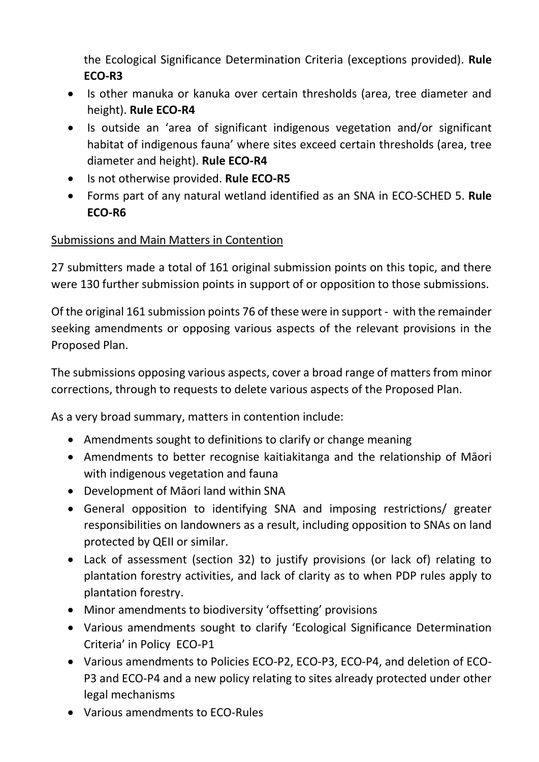the Ecological Significance Determination Criteria (exceptions provided). **Rule ECO-R3**

- Is other manuka or kanuka over certain thresholds (area, tree diameter and height). **Rule ECO-R4**
- Is outside an 'area of significant indigenous vegetation and/or significant habitat of indigenous fauna' where sites exceed certain thresholds (area, tree diameter and height). **Rule ECO-R4**
- Is not otherwise provided. **Rule ECO-R5**
- Forms part of any natural wetland identified as an SNA in ECO-SCHED 5. **Rule ECO-R6**

<u>Submissions and Main Matters in Contention</u>

27 submitters made a total of 161 original submission points on this topic, and there were 130 further submission points in support of or opposition to those submissions.

Of the original 161 submission points 76 of these were in support - with the remainder seeking amendments or opposing various aspects of the relevant provisions in the Proposed Plan.

The submissions opposing various aspects, cover a broad range of matters from minor corrections, through to requests to delete various aspects of the Proposed Plan.

As a very broad summary, matters in contention include:

- Amendments sought to definitions to clarify or change meaning
- Amendments to better recognise kaitiakitanga and the relationship of Māori with indigenous vegetation and fauna
- Development of Māori land within SNA
- General opposition to identifying SNA and imposing restrictions/ greater responsibilities on landowners as a result, including opposition to SNAs on land protected by QEII or similar.
- Lack of assessment (section 32) to justify provisions (or lack of) relating to plantation forestry activities, and lack of clarity as to when PDP rules apply to plantation forestry.
- Minor amendments to biodiversity 'offsetting' provisions
- Various amendments sought to clarify 'Ecological Significance Determination Criteria' in Policy ECO-P1
- Various amendments to Policies ECO-P2, ECO-P3, ECO-P4, and deletion of ECO-P3 and ECO-P4 and a new policy relating to sites already protected under other legal mechanisms
- Various amendments to ECO-Rules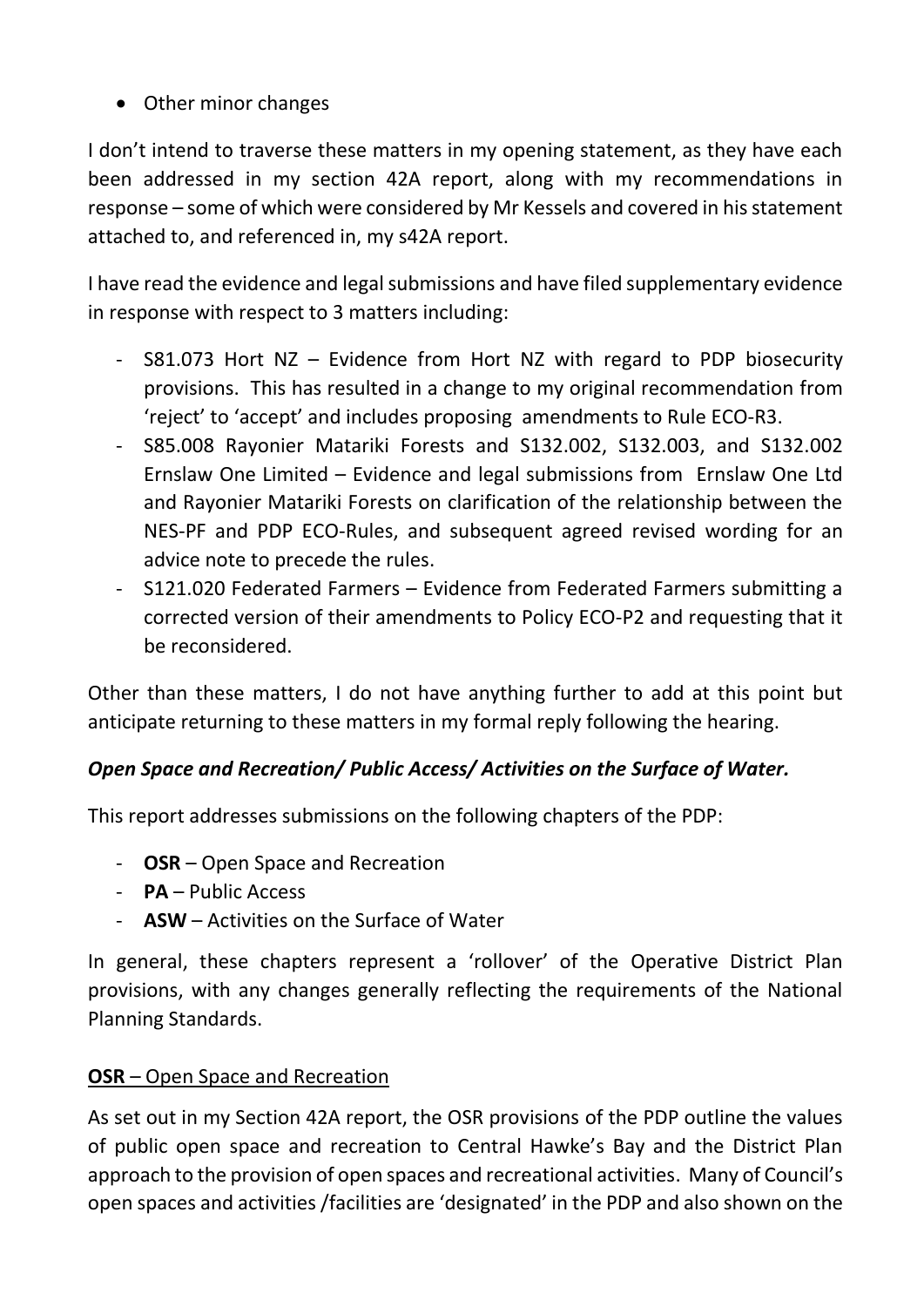- Other minor changes

I don't intend to traverse these matters in my opening statement, as they have each been addressed in my section 42A report, along with my recommendations in response – some of which were considered by Mr Kessels and covered in his statement attached to, and referenced in, my s42A report.

I have read the evidence and legal submissions and have filed supplementary evidence in response with respect to 3 matters including:

- S81.073 Hort NZ – Evidence from Hort NZ with regard to PDP biosecurity provisions. This has resulted in a change to my original recommendation from 'reject' to 'accept' and includes proposing amendments to Rule ECO-R3.
- S85.008 Rayonier Matariki Forests and S132.002, S132.003, and S132.002 Ernslaw One Limited – Evidence and legal submissions from Ernslaw One Ltd and Rayonier Matariki Forests on clarification of the relationship between the NES-PF and PDP ECO-Rules, and subsequent agreed revised wording for an advice note to precede the rules.
- S121.020 Federated Farmers – Evidence from Federated Farmers submitting a corrected version of their amendments to Policy ECO-P2 and requesting that it be reconsidered.

Other than these matters, I do not have anything further to add at this point but anticipate returning to these matters in my formal reply following the hearing.

### *Open Space and Recreation/ Public Access/ Activities on the Surface of Water.*

This report addresses submissions on the following chapters of the PDP:

- **OSR** – Open Space and Recreation
- **PA** – Public Access
- **ASW** – Activities on the Surface of Water

In general, these chapters represent a 'rollover' of the Operative District Plan provisions, with any changes generally reflecting the requirements of the National Planning Standards.

#### **OSR** – Open Space and Recreation

As set out in my Section 42A report, the OSR provisions of the PDP outline the values of public open space and recreation to Central Hawke's Bay and the District Plan approach to the provision of open spaces and recreational activities. Many of Council's open spaces and activities /facilities are 'designated' in the PDP and also shown on the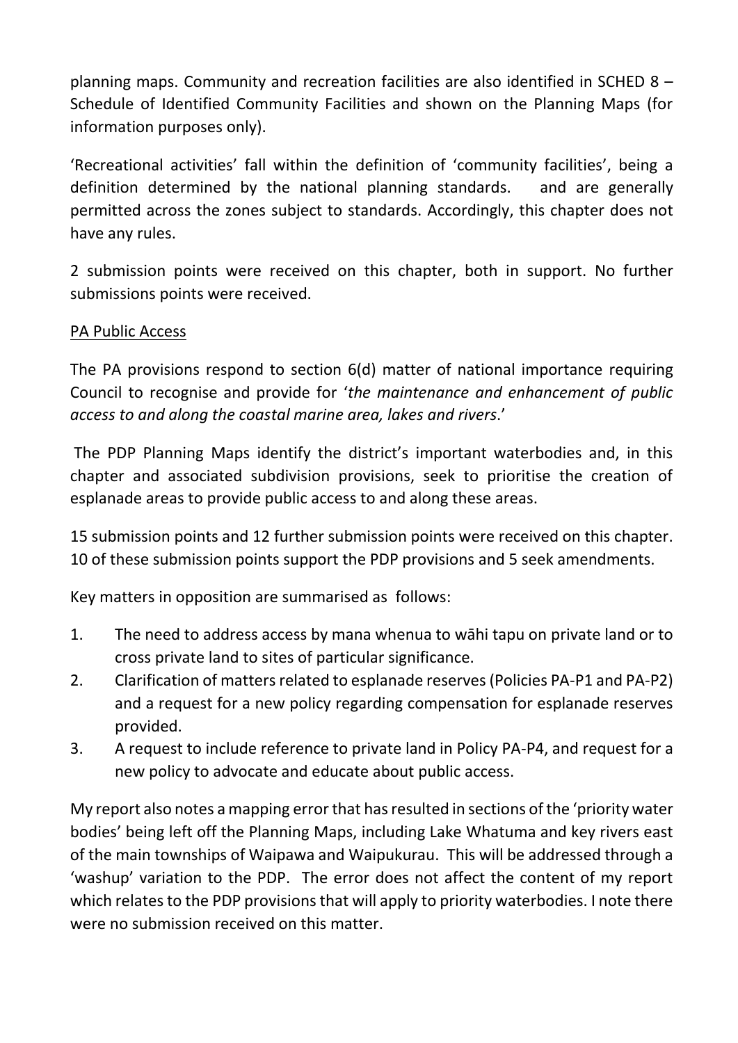planning maps. Community and recreation facilities are also identified in SCHED 8 – Schedule of Identified Community Facilities and shown on the Planning Maps (for information purposes only).

'Recreational activities' fall within the definition of 'community facilities', being a definition determined by the national planning standards.   and are generally permitted across the zones subject to standards. Accordingly, this chapter does not have any rules.

2 submission points were received on this chapter, both in support. No further submissions points were received.

PA Public Access

The PA provisions respond to section 6(d) matter of national importance requiring Council to recognise and provide for '*the maintenance and enhancement of public access to and along the coastal marine area, lakes and rivers*.'

The PDP Planning Maps identify the district's important waterbodies and, in this chapter and associated subdivision provisions, seek to prioritise the creation of esplanade areas to provide public access to and along these areas.

15 submission points and 12 further submission points were received on this chapter. 10 of these submission points support the PDP provisions and 5 seek amendments.

Key matters in opposition are summarised as follows:

1. The need to address access by mana whenua to wāhi tapu on private land or to cross private land to sites of particular significance.
2. Clarification of matters related to esplanade reserves (Policies PA-P1 and PA-P2) and a request for a new policy regarding compensation for esplanade reserves provided.
3. A request to include reference to private land in Policy PA-P4, and request for a new policy to advocate and educate about public access.

My report also notes a mapping error that has resulted in sections of the 'priority water bodies' being left off the Planning Maps, including Lake Whatuma and key rivers east of the main townships of Waipawa and Waipukurau. This will be addressed through a 'washup' variation to the PDP. The error does not affect the content of my report which relates to the PDP provisions that will apply to priority waterbodies. I note there were no submission received on this matter.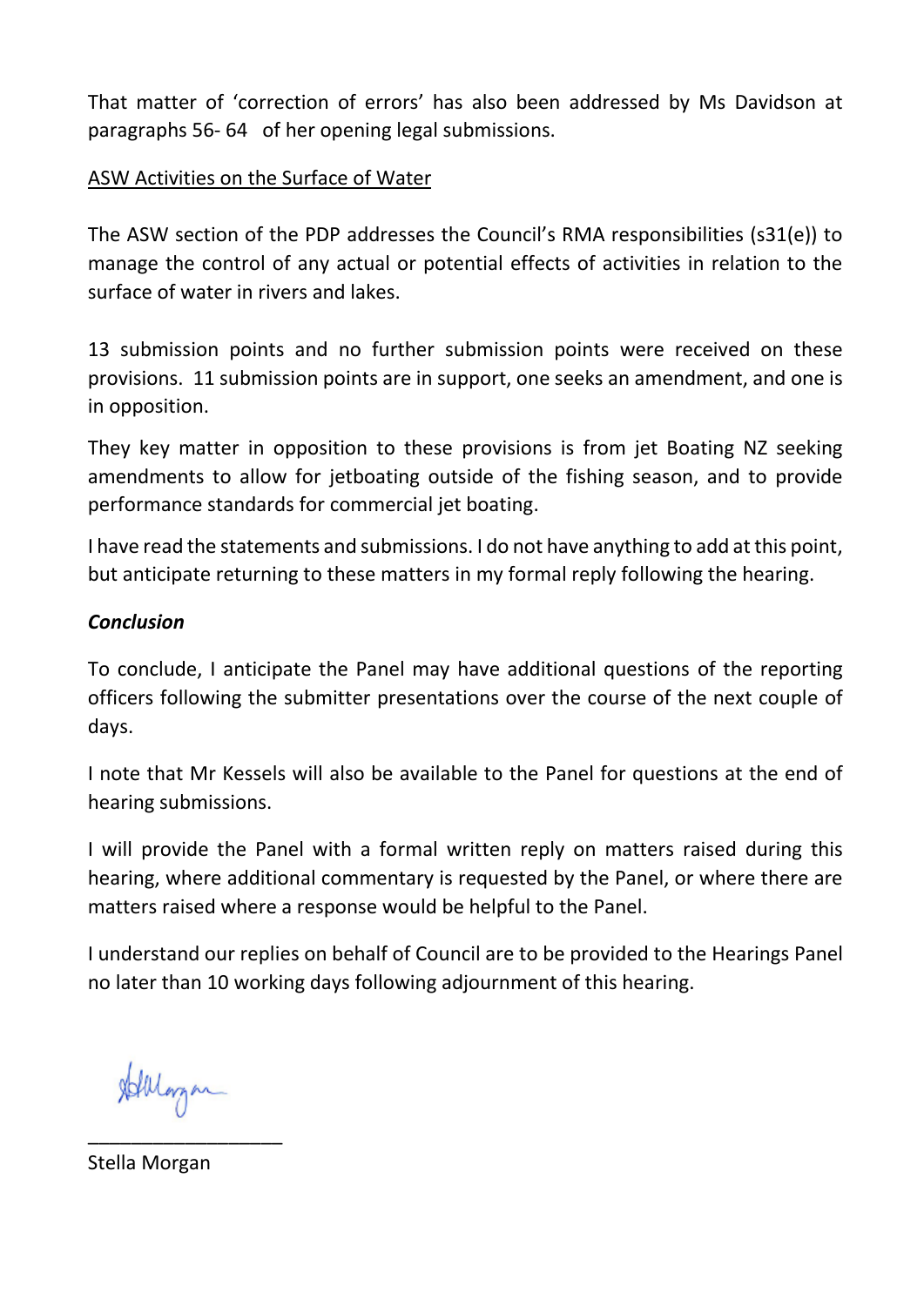That matter of 'correction of errors' has also been addressed by Ms Davidson at paragraphs 56- 64 of her opening legal submissions.

<u>ASW Activities on the Surface of Water</u>

The ASW section of the PDP addresses the Council's RMA responsibilities (s31(e)) to manage the control of any actual or potential effects of activities in relation to the surface of water in rivers and lakes.

13 submission points and no further submission points were received on these provisions. 11 submission points are in support, one seeks an amendment, and one is in opposition.

They key matter in opposition to these provisions is from jet Boating NZ seeking amendments to allow for jetboating outside of the fishing season, and to provide performance standards for commercial jet boating.

I have read the statements and submissions. I do not have anything to add at this point, but anticipate returning to these matters in my formal reply following the hearing.

***Conclusion***

To conclude, I anticipate the Panel may have additional questions of the reporting officers following the submitter presentations over the course of the next couple of days.

I note that Mr Kessels will also be available to the Panel for questions at the end of hearing submissions.

I will provide the Panel with a formal written reply on matters raised during this hearing, where additional commentary is requested by the Panel, or where there are matters raised where a response would be helpful to the Panel.

I understand our replies on behalf of Council are to be provided to the Hearings Panel no later than 10 working days following adjournment of this hearing.

\_\_\_\_\_\_\_\_\_\_\_\_\_\_\_\_\_\_

Stella Morgan